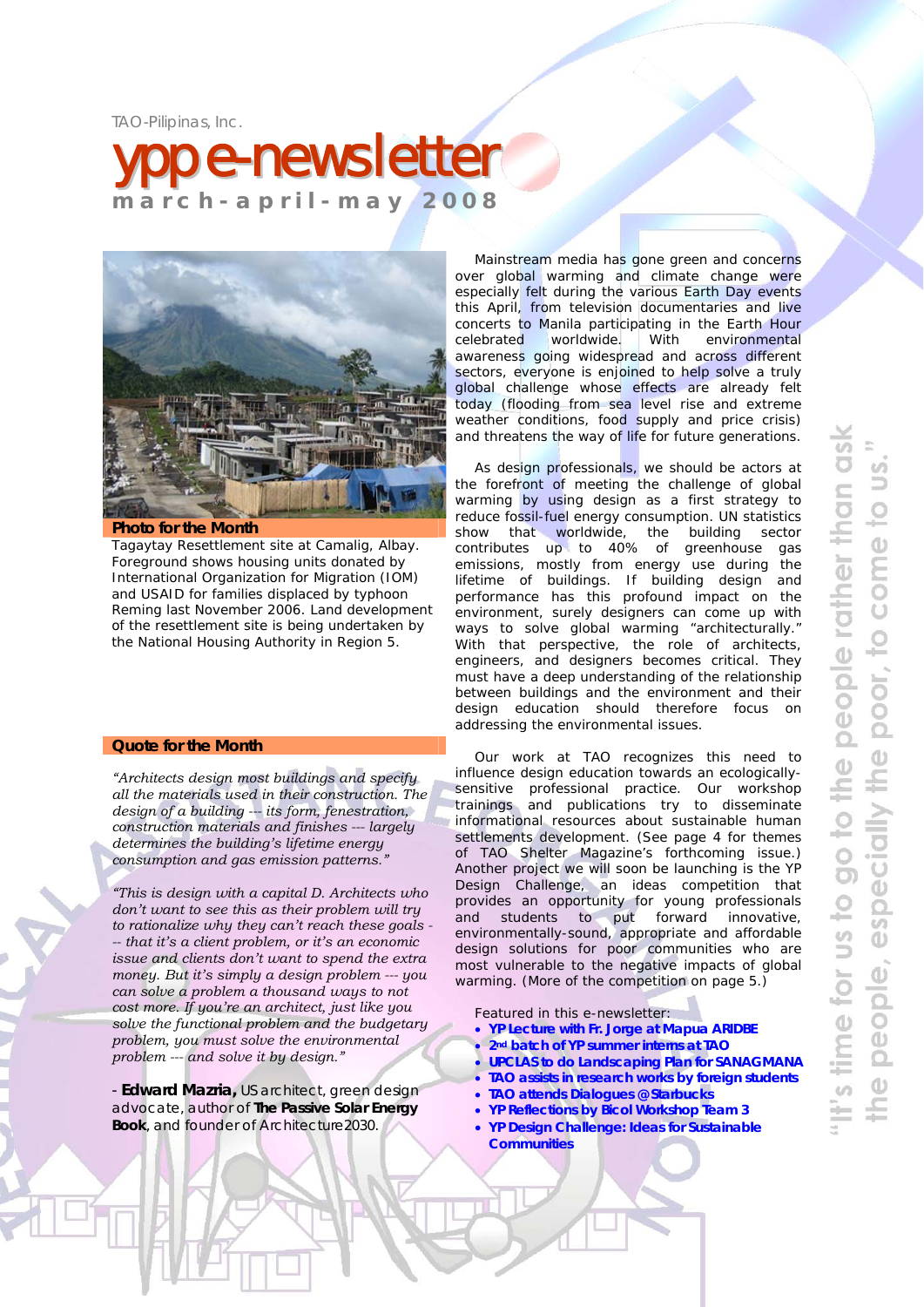TAO-Pilipinas, Inc.

# yp e-newsletter

**m a r c h - a p r i l - m a y 2 0 0 8**

**Photo for the Month**

Tagaytay Resettlement site at Camalig, Albay. Foreground shows housing units donated by International Organization for Migration (IOM) and USAID for families displaced by typhoon Reming last November 2006. Land development of the resettlement site is being undertaken by the National Housing Authority in Region 5.

**Quote for the Month**

*"Architects design most buildings and specify all the materials used in their construction. The design of a building --- its form, fenestration, construction materials and finishes --- largely determines the building's lifetime energy consumption and gas emission patterns."*

*"This is design with a capital D. Architects who don't want to see this as their problem will try to rationalize why they can't reach these goals -- that it's a client problem, or it's an economic issue and clients don't want to spend the extra money. But it's simply a design problem --- you can solve a problem a thousand ways to not cost more. If you're an architect, just like you solve the functional problem and the budgetary problem, you must solve the environmental problem --- and solve it by design."*

- **Edward Mazria,** US architect, green design advocate, author of **The Passive Solar Energy Book**, and founder of Architecture2030.

Mainstream media has gone green and concerns over global warming and climate change were especially felt during the various Earth Day events this April, from television documentaries and live concerts to Manila participating in the Earth Hour celebrated worldwide. With environmental awareness going widespread and across different sectors, everyone is enjoined to help solve a truly global challenge whose effects are already felt today (flooding from sea level rise and extreme weather conditions, food supply and price crisis) and threatens the way of life for future generations.

As design professionals, we should be actors at the forefront of meeting the challenge of global warming by using design as a first strategy to reduce fossil-fuel energy consumption. UN statistics show that worldwide, the building sector contributes up to 40% of greenhouse gas emissions, mostly from energy use during the lifetime of buildings. If building design and performance has this profound impact on the environment, surely designers can come up with ways to solve global warming "architecturally." With that perspective, the role of architects, engineers, and designers becomes critical. They must have a deep understanding of the relationship between buildings and the environment and their design education should therefore focus on addressing the environmental issues.

Our work at TAO recognizes this need to influence design education towards an ecologically-sensitive professional practice. Our workshop trainings and publications try to disseminate informational resources about sustainable human settlements development. (See page 4 for themes of TAO Shelter Magazine's forthcoming issue.) Another project we will soon be launching is the YP Design Challenge, an ideas competition that provides an opportunity for young professionals and students to put forward innovative, environmentally-sound, appropriate and affordable design solutions for poor communities who are most vulnerable to the negative impacts of global warming. (More of the competition on page 5.)

Featured in this e-newsletter:

- **YP Lecture with Fr. Jorge at Mapua ARIDBE**
- **2nd batch of YP summer interns at TAO**
- **UPCLAS to do Landscaping Plan for SANAGMANA**
- **TAO assists in research works by foreign students**
- **TAO attends Dialogues @ Starbucks**
- **YP Reflections by Bicol Workshop Team 3**
- **YP Design Challenge: Ideas for Sustainable Communities**

"It's time for us to go to the people rather than ask the people, especially the poor, to come to us."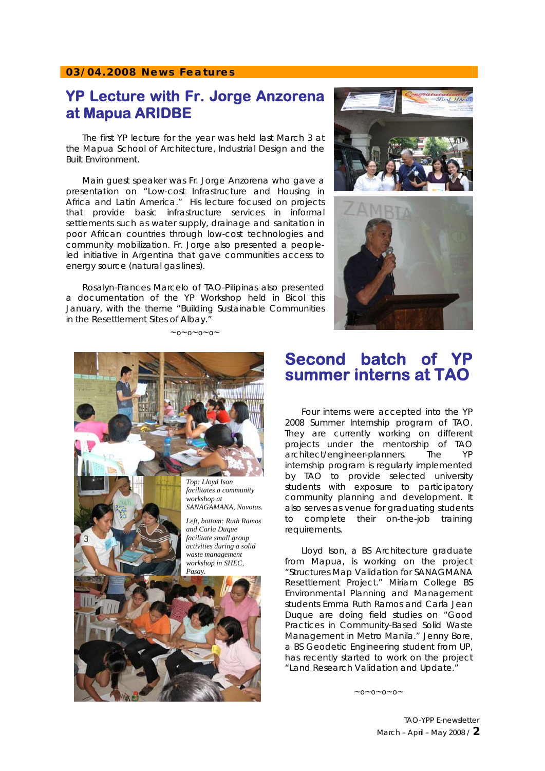**03/04.2008 News Features**

## YP Lecture with Fr. Jorge Anzorena at Mapua ARIDBE

The first YP lecture for the year was held last March 3 at the Mapua School of Architecture, Industrial Design and the Built Environment.

Main guest speaker was Fr. Jorge Anzorena who gave a presentation on "Low-cost Infrastructure and Housing in Africa and Latin America." His lecture focused on projects that provide basic infrastructure services in informal settlements such as water supply, drainage and sanitation in poor African countries through low-cost technologies and community mobilization. Fr. Jorge also presented a people-led initiative in Argentina that gave communities access to energy source (natural gas lines).

Rosalyn-Frances Marcelo of TAO-Pilipinas also presented a documentation of the YP Workshop held in Bicol this January, with the theme "Building Sustainable Communities in the Resettlement Sites of Albay."

~o~o~o~o~

## Second batch of YP summer interns at TAO

*Top: Lloyd Ison facilitates a community workshop at SANAGAMANA, Navotas.*

*Left, bottom: Ruth Ramos and Carla Duque facilitate small group activities during a solid waste management workshop in SHEC, Pasay.*

Four interns were accepted into the YP 2008 Summer Internship program of TAO. They are currently working on different projects under the mentorship of TAO architect/engineer-planners. The YP internship program is regularly implemented by TAO to provide selected university students with exposure to participatory community planning and development. It also serves as venue for graduating students to complete their on-the-job training requirements.

Lloyd Ison, a BS Architecture graduate from Mapua, is working on the project "Structures Map Validation for SANAGMANA Resettlement Project." Miriam College BS Environmental Planning and Management students Emma Ruth Ramos and Carla Jean Duque are doing field studies on "Good Practices in Community-Based Solid Waste Management in Metro Manila." Jenny Bore, a BS Geodetic Engineering student from UP, has recently started to work on the project "Land Research Validation and Update."

~o~o~o~o~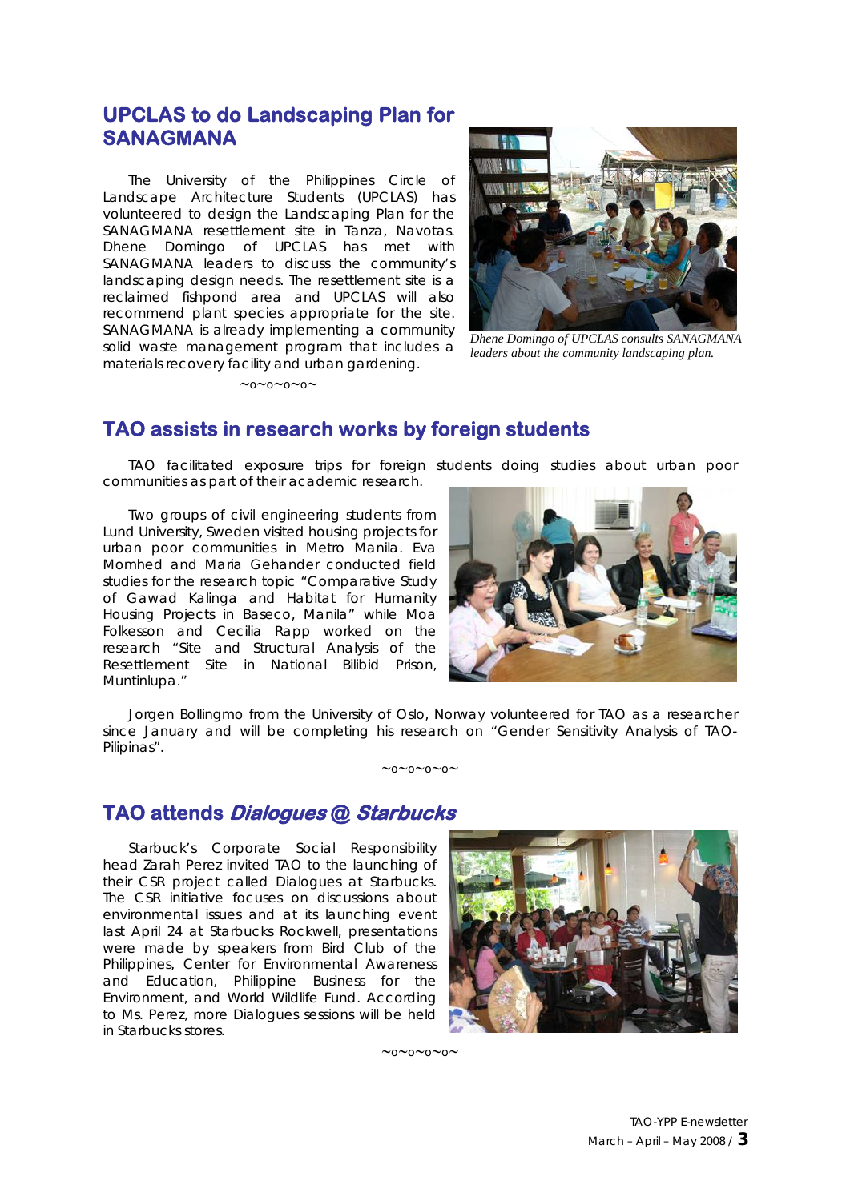## UPCLAS to do Landscaping Plan for SANAGMANA

The University of the Philippines Circle of Landscape Architecture Students (UPCLAS) has volunteered to design the Landscaping Plan for the SANAGMANA resettlement site in Tanza, Navotas. Dhene Domingo of UPCLAS has met with SANAGMANA leaders to discuss the community's landscaping design needs. The resettlement site is a reclaimed fishpond area and UPCLAS will also recommend plant species appropriate for the site. SANAGMANA is already implementing a community solid waste management program that includes a materials recovery facility and urban gardening.

*Dhene Domingo of UPCLAS consults SANAGMANA leaders about the community landscaping plan.*

~o~o~o~o~

## TAO assists in research works by foreign students

TAO facilitated exposure trips for foreign students doing studies about urban poor communities as part of their academic research.

Two groups of civil engineering students from Lund University, Sweden visited housing projects for urban poor communities in Metro Manila. Eva Momhed and Maria Gehander conducted field studies for the research topic "Comparative Study of Gawad Kalinga and Habitat for Humanity Housing Projects in Baseco, Manila" while Moa Folkesson and Cecilia Rapp worked on the research "Site and Structural Analysis of the Resettlement Site in National Bilibid Prison, Muntinlupa."

Jorgen Bollingmo from the University of Oslo, Norway volunteered for TAO as a researcher since January and will be completing his research on "Gender Sensitivity Analysis of TAO-Pilipinas".

~o~o~o~o~

## TAO attends *Dialogues @ Starbucks*

Starbuck's Corporate Social Responsibility head Zarah Perez invited TAO to the launching of their CSR project called Dialogues at Starbucks. The CSR initiative focuses on discussions about environmental issues and at its launching event last April 24 at Starbucks Rockwell, presentations were made by speakers from Bird Club of the Philippines, Center for Environmental Awareness and Education, Philippine Business for the Environment, and World Wildlife Fund. According to Ms. Perez, more Dialogues sessions will be held in Starbucks stores.

~o~o~o~o~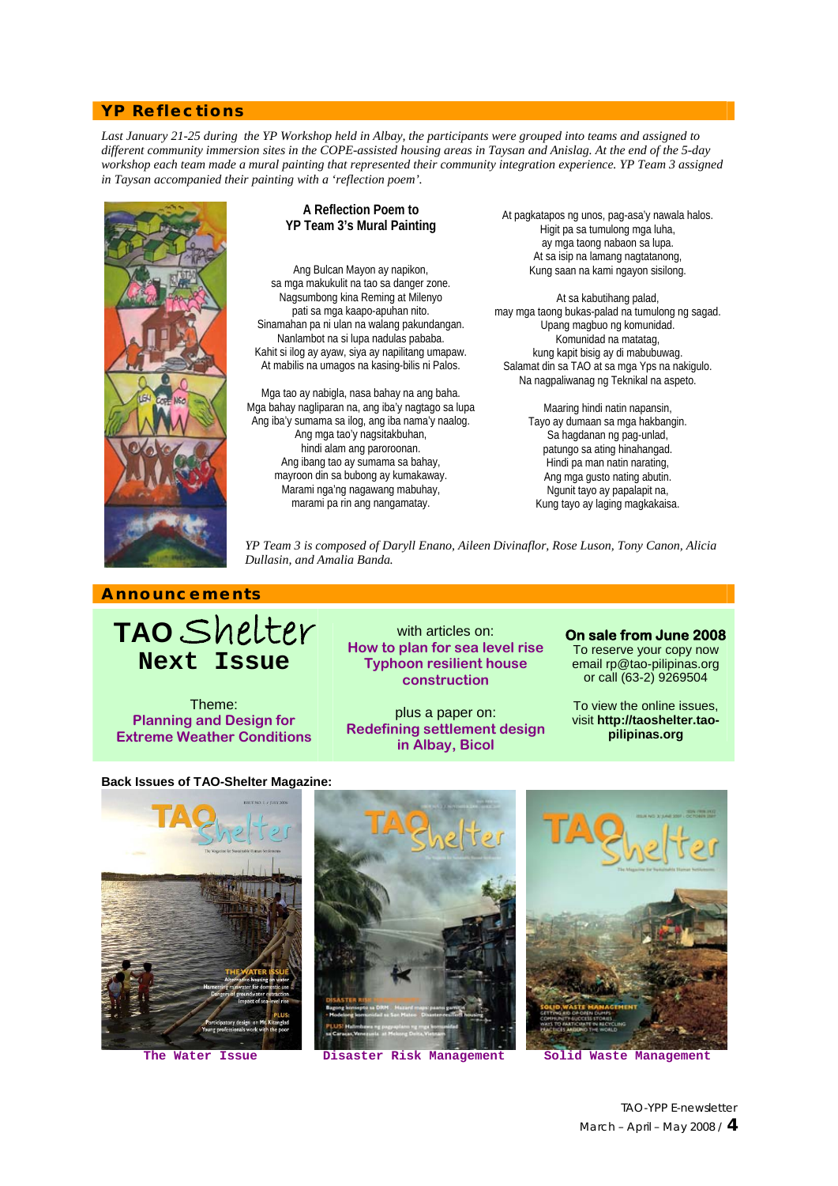## YP Reflections

*Last January 21-25 during the YP Workshop held in Albay, the participants were grouped into teams and assigned to different community immersion sites in the COPE-assisted housing areas in Taysan and Anislag. At the end of the 5-day workshop each team made a mural painting that represented their community integration experience. YP Team 3 assigned in Taysan accompanied their painting with a 'reflection poem'.*

### A Reflection Poem to YP Team 3's Mural Painting

Ang Bulcan Mayon ay napikon,
sa mga makukulit na tao sa danger zone.
Nagsumbong kina Reming at Milenyo
pati sa mga kaapo-apuhan nito.
Sinamahan pa ni ulan na walang pakundangan.
Nanlambot na si lupa nadulas pababa.
Kahit si ilog ay ayaw, siya ay napilitang umapaw.
At mabilis na umagos na kasing-bilis ni Palos.

Mga tao ay nabigla, nasa bahay na ang baha.
Mga bahay nagliparan na, ang iba'y nagtago sa lupa
Ang iba'y sumama sa ilog, ang iba nama'y naalog.
Ang mga tao'y nagsitakbuhan,
hindi alam ang paroroonan.
Ang ibang tao ay sumama sa bahay,
mayroon din sa bubong ay kumakaway.
Marami nga'ng nagawang mabuhay,
marami pa rin ang nangamatay.

At pagkatapos ng unos, pag-asa'y nawala halos.
Higit pa sa tumulong mga luha,
ay mga taong nabaon sa lupa.
At sa isip na lamang nagtatanong,
Kung saan na kami ngayon sisilong.

At sa kabutihang palad,
may mga taong bukas-palad na tumulong ng sagad.
Upang magbuo ng komunidad.
Komunidad na matatag,
kung kapit bisig ay di mabubuwag.
Salamat din sa TAO at sa mga Yps na nakigulo.
Na nagpaliwanag ng Teknikal na aspeto.

Maaring hindi natin napansin,
Tayo ay dumaan sa mga hakbangin.
Sa hagdanan ng pag-unlad,
patungo sa ating hinahangad.
Hindi pa man natin narating,
Ang mga gusto nating abutin.
Ngunit tayo ay papalapit na,
Kung tayo ay laging magkakaisa.

*YP Team 3 is composed of Daryll Enano, Aileen Divinaflor, Rose Luson, Tony Canon, Alicia Dullasin, and Amalia Banda.*

## Announcements

### TAO Shelter Next Issue

Theme:
**Planning and Design for Extreme Weather Conditions**

with articles on:
**How to plan for sea level rise**
**Typhoon resilient house construction**

plus a paper on:
**Redefining settlement design in Albay, Bicol**

**On sale from June 2008**
To reserve your copy now email rp@tao-pilipinas.org or call (63-2) 9269504

To view the online issues, visit **http://taoshelter.tao-pilipinas.org**

**Back Issues of TAO-Shelter Magazine:**

The Water Issue

Disaster Risk Management

Solid Waste Management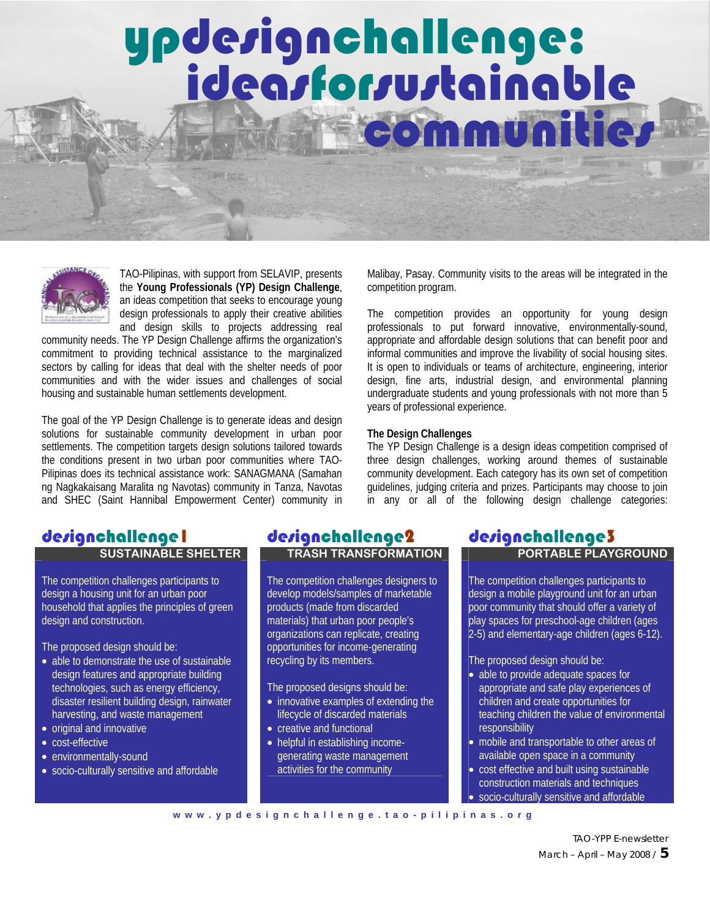# ypdesignchallenge: ideasforsustainable communities

TAO-Pilipinas, with support from SELAVIP, presents the **Young Professionals (YP) Design Challenge**, an ideas competition that seeks to encourage young design professionals to apply their creative abilities and design skills to projects addressing real community needs. The YP Design Challenge affirms the organization's commitment to providing technical assistance to the marginalized sectors by calling for ideas that deal with the shelter needs of poor communities and with the wider issues and challenges of social housing and sustainable human settlements development.

The goal of the YP Design Challenge is to generate ideas and design solutions for sustainable community development in urban poor settlements. The competition targets design solutions tailored towards the conditions present in two urban poor communities where TAO-Pilipinas does its technical assistance work: SANAGMANA (Samahan ng Nagkakaisang Maralita ng Navotas) community in Tanza, Navotas and SHEC (Saint Hannibal Empowerment Center) community in Malibay, Pasay. Community visits to the areas will be integrated in the competition program.

The competition provides an opportunity for young design professionals to put forward innovative, environmentally-sound, appropriate and affordable design solutions that can benefit poor and informal communities and improve the livability of social housing sites. It is open to individuals or teams of architecture, engineering, interior design, fine arts, industrial design, and environmental planning undergraduate students and young professionals with not more than 5 years of professional experience.

**The Design Challenges**

The YP Design Challenge is a design ideas competition comprised of three design challenges, working around themes of sustainable community development. Each category has its own set of competition guidelines, judging criteria and prizes. Participants may choose to join in any or all of the following design challenge categories:

## designchallenge1
### SUSTAINABLE SHELTER

The competition challenges participants to design a housing unit for an urban poor household that applies the principles of green design and construction.

The proposed design should be:

- able to demonstrate the use of sustainable design features and appropriate building technologies, such as energy efficiency, disaster resilient building design, rainwater harvesting, and waste management
- original and innovative
- cost-effective
- environmentally-sound
- socio-culturally sensitive and affordable

## designchallenge2
### TRASH TRANSFORMATION

The competition challenges designers to develop models/samples of marketable products (made from discarded materials) that urban poor people's organizations can replicate, creating opportunities for income-generating recycling by its members.

The proposed designs should be:

- innovative examples of extending the lifecycle of discarded materials
- creative and functional
- helpful in establishing income-generating waste management activities for the community

## designchallenge3
### PORTABLE PLAYGROUND

The competition challenges participants to design a mobile playground unit for an urban poor community that should offer a variety of play spaces for preschool-age children (ages 2-5) and elementary-age children (ages 6-12).

The proposed design should be:

- able to provide adequate spaces for appropriate and safe play experiences of children and create opportunities for teaching children the value of environmental responsibility
- mobile and transportable to other areas of available open space in a community
- cost effective and built using sustainable construction materials and techniques
- socio-culturally sensitive and affordable

www.ypdesignchallenge.tao-pilipinas.org